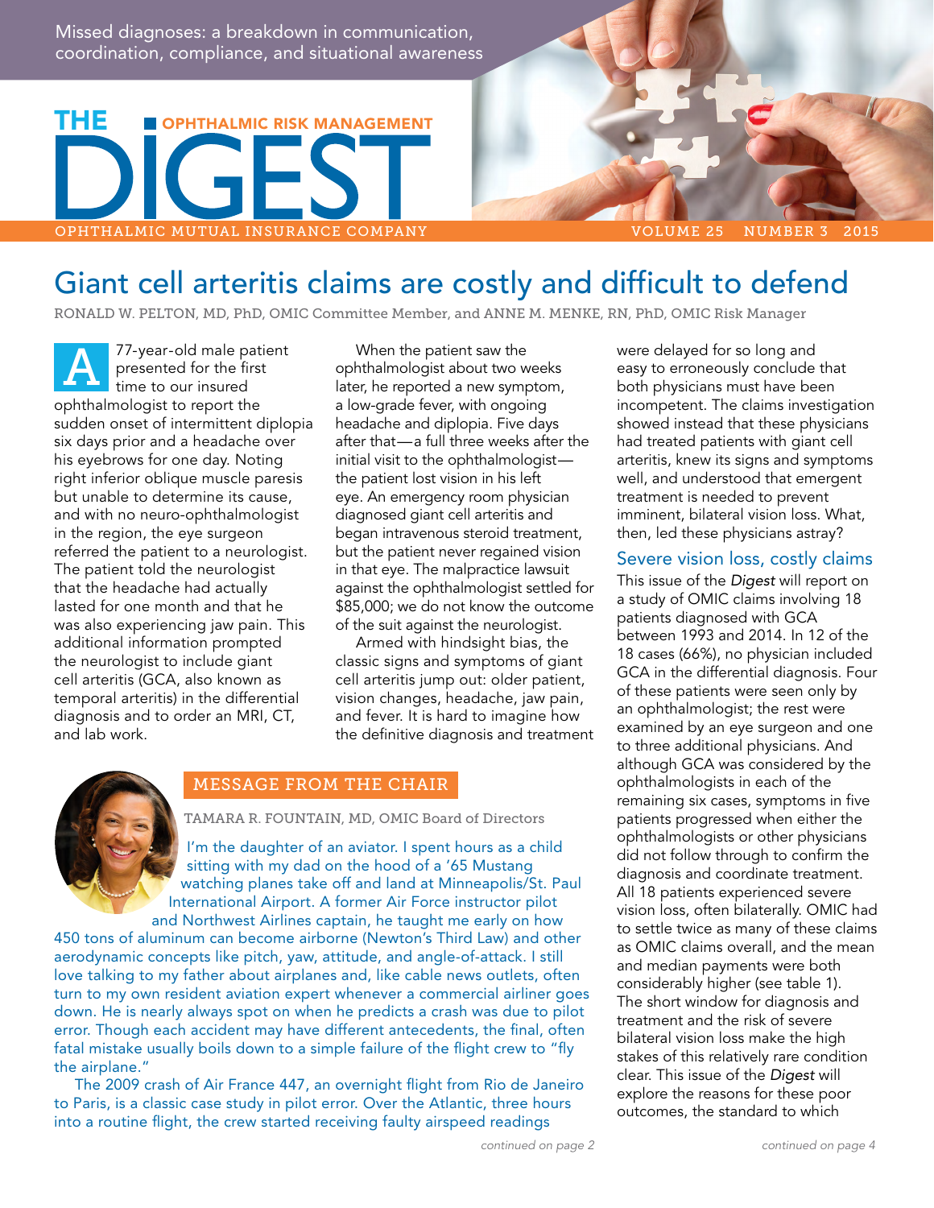Missed diagnoses: a breakdown in communication, coordination, compliance, and situational awareness

# THE DIGEST

OPHTHALMIC RISK MANAGEMENT

OPHTHALMIC MUTUAL INSURANCE COMPANY

# Giant cell arteritis claims are costly and difficult to defend

RONALD W. PELTON, MD, PhD, OMIC Committee Member, and ANNE M. MENKE, RN, PhD, OMIC Risk Manager

A 77-year-old male patient presented for the first time to our insured ophthalmologist to report the sudden onset of intermittent diplopia six days prior and a headache over his eyebrows for one day. Noting right inferior oblique muscle paresis but unable to determine its cause, and with no neuro-ophthalmologist in the region, the eye surgeon referred the patient to a neurologist. The patient told the neurologist that the headache had actually lasted for one month and that he was also experiencing jaw pain. This additional information prompted the neurologist to include giant cell arteritis (GCA, also known as temporal arteritis) in the differential diagnosis and to order an MRI, CT, and lab work.

When the patient saw the ophthalmologist about two weeks later, he reported a new symptom, a low-grade fever, with ongoing headache and diplopia. Five days after that—a full three weeks after the initial visit to the ophthalmologist—the patient lost vision in his left eye. An emergency room physician diagnosed giant cell arteritis and began intravenous steroid treatment, but the patient never regained vision in that eye. The malpractice lawsuit against the ophthalmologist settled for $85,000; we do not know the outcome of the suit against the neurologist.

Armed with hindsight bias, the classic signs and symptoms of giant cell arteritis jump out: older patient, vision changes, headache, jaw pain, and fever. It is hard to imagine how the definitive diagnosis and treatment were delayed for so long and easy to erroneously conclude that both physicians must have been incompetent. The claims investigation showed instead that these physicians had treated patients with giant cell arteritis, knew its signs and symptoms well, and understood that emergent treatment is needed to prevent imminent, bilateral vision loss. What, then, led these physicians astray?

## Severe vision loss, costly claims

This issue of the *Digest* will report on a study of OMIC claims involving 18 patients diagnosed with GCA between 1993 and 2014. In 12 of the 18 cases (66%), no physician included GCA in the differential diagnosis. Four of these patients were seen only by an ophthalmologist; the rest were examined by an eye surgeon and one to three additional physicians. And although GCA was considered by the ophthalmologists in each of the remaining six cases, symptoms in five patients progressed when either the ophthalmologists or other physicians did not follow through to confirm the diagnosis and coordinate treatment. All 18 patients experienced severe vision loss, often bilaterally. OMIC had to settle twice as many of these claims as OMIC claims overall, and the mean and median payments were both considerably higher (see table 1). The short window for diagnosis and treatment and the risk of severe bilateral vision loss make the high stakes of this relatively rare condition clear. This issue of the *Digest* will explore the reasons for these poor outcomes, the standard to which

*continued on page 4*

## MESSAGE FROM THE CHAIR

TAMARA R. FOUNTAIN, MD, OMIC Board of Directors

I'm the daughter of an aviator. I spent hours as a child sitting with my dad on the hood of a '65 Mustang watching planes take off and land at Minneapolis/St. Paul International Airport. A former Air Force instructor pilot and Northwest Airlines captain, he taught me early on how 450 tons of aluminum can become airborne (Newton's Third Law) and other aerodynamic concepts like pitch, yaw, attitude, and angle-of-attack. I still love talking to my father about airplanes and, like cable news outlets, often turn to my own resident aviation expert whenever a commercial airliner goes down. He is nearly always spot on when he predicts a crash was due to pilot error. Though each accident may have different antecedents, the final, often fatal mistake usually boils down to a simple failure of the flight crew to "fly the airplane."

The 2009 crash of Air France 447, an overnight flight from Rio de Janeiro to Paris, is a classic case study in pilot error. Over the Atlantic, three hours into a routine flight, the crew started receiving faulty airspeed readings

*continued on page 2*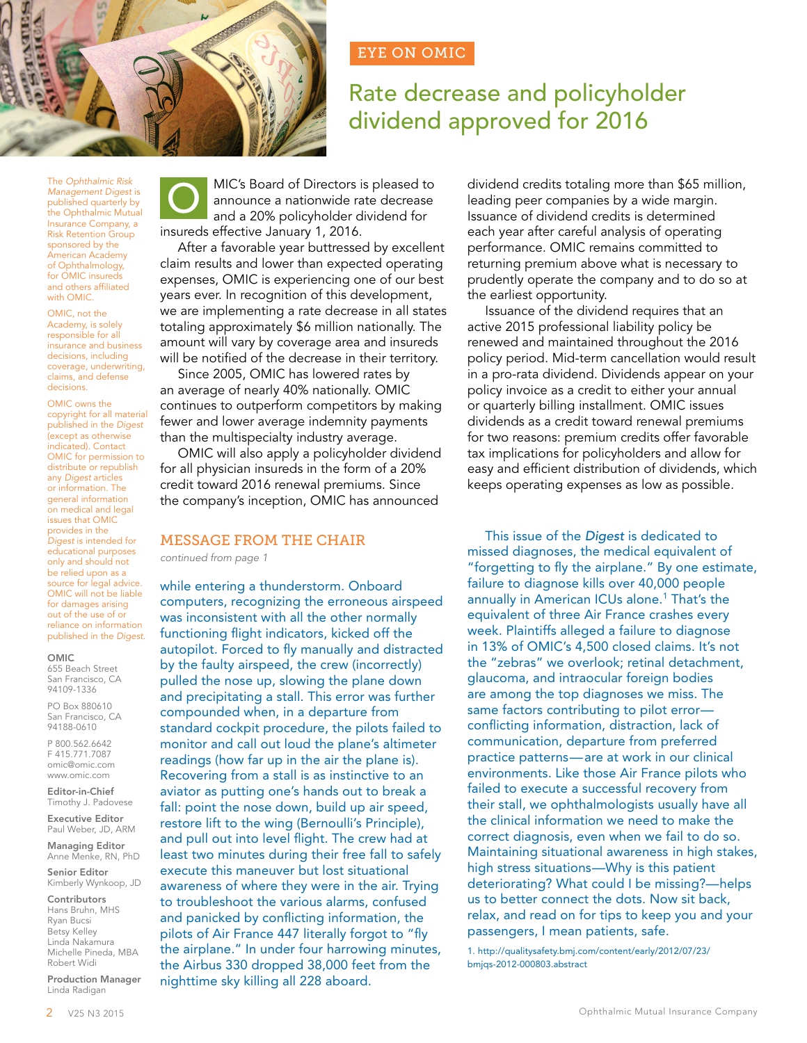EYE ON OMIC

# Rate decrease and policyholder dividend approved for 2016

OMIC's Board of Directors is pleased to announce a nationwide rate decrease and a 20% policyholder dividend for insureds effective January 1, 2016.

After a favorable year buttressed by excellent claim results and lower than expected operating expenses, OMIC is experiencing one of our best years ever. In recognition of this development, we are implementing a rate decrease in all states totaling approximately $6 million nationally. The amount will vary by coverage area and insureds will be notified of the decrease in their territory.

Since 2005, OMIC has lowered rates by an average of nearly 40% nationally. OMIC continues to outperform competitors by making fewer and lower average indemnity payments than the multispecialty industry average.

OMIC will also apply a policyholder dividend for all physician insureds in the form of a 20% credit toward 2016 renewal premiums. Since the company's inception, OMIC has announced dividend credits totaling more than $65 million, leading peer companies by a wide margin. Issuance of dividend credits is determined each year after careful analysis of operating performance. OMIC remains committed to returning premium above what is necessary to prudently operate the company and to do so at the earliest opportunity.

Issuance of the dividend requires that an active 2015 professional liability policy be renewed and maintained throughout the 2016 policy period. Mid-term cancellation would result in a pro-rata dividend. Dividends appear on your policy invoice as a credit to either your annual or quarterly billing installment. OMIC issues dividends as a credit toward renewal premiums for two reasons: premium credits offer favorable tax implications for policyholders and allow for easy and efficient distribution of dividends, which keeps operating expenses as low as possible.

## MESSAGE FROM THE CHAIR

*continued from page 1*

while entering a thunderstorm. Onboard computers, recognizing the erroneous airspeed was inconsistent with all the other normally functioning flight indicators, kicked off the autopilot. Forced to fly manually and distracted by the faulty airspeed, the crew (incorrectly) pulled the nose up, slowing the plane down and precipitating a stall. This error was further compounded when, in a departure from standard cockpit procedure, the pilots failed to monitor and call out loud the plane's altimeter readings (how far up in the air the plane is). Recovering from a stall is as instinctive to an aviator as putting one's hands out to break a fall: point the nose down, build up air speed, restore lift to the wing (Bernoulli's Principle), and pull out into level flight. The crew had at least two minutes during their free fall to safely execute this maneuver but lost situational awareness of where they were in the air. Trying to troubleshoot the various alarms, confused and panicked by conflicting information, the pilots of Air France 447 literally forgot to "fly the airplane." In under four harrowing minutes, the Airbus 330 dropped 38,000 feet from the nighttime sky killing all 228 aboard.

This issue of the *Digest* is dedicated to missed diagnoses, the medical equivalent of "forgetting to fly the airplane." By one estimate, failure to diagnose kills over 40,000 people annually in American ICUs alone.[1] That's the equivalent of three Air France crashes every week. Plaintiffs alleged a failure to diagnose in 13% of OMIC's 4,500 closed claims. It's not the "zebras" we overlook; retinal detachment, glaucoma, and intraocular foreign bodies are among the top diagnoses we miss. The same factors contributing to pilot error—conflicting information, distraction, lack of communication, departure from preferred practice patterns—are at work in our clinical environments. Like those Air France pilots who failed to execute a successful recovery from their stall, we ophthalmologists usually have all the clinical information we need to make the correct diagnosis, even when we fail to do so. Maintaining situational awareness in high stakes, high stress situations—Why is this patient deteriorating? What could I be missing?—helps us to better connect the dots. Now sit back, relax, and read on for tips to keep you and your passengers, I mean patients, safe.

1. http://qualitysafety.bmj.com/content/early/2012/07/23/bmjqs-2012-000803.abstract

---

The *Ophthalmic Risk Management Digest* is published quarterly by the Ophthalmic Mutual Insurance Company, a Risk Retention Group sponsored by the American Academy of Ophthalmology, for OMIC insureds and others affiliated with OMIC.

OMIC, not the Academy, is solely responsible for all insurance and business decisions, including coverage, underwriting, claims, and defense decisions.

OMIC owns the copyright for all material published in the *Digest* (except as otherwise indicated). Contact OMIC for permission to distribute or republish any *Digest* articles or information. The general information on medical and legal issues that OMIC provides in the *Digest* is intended for educational purposes only and should not be relied upon as a source for legal advice. OMIC will not be liable for damages arising out of the use of or reliance on information published in the *Digest*.

**OMIC**
655 Beach Street
San Francisco, CA 94109-1336

PO Box 880610
San Francisco, CA 94188-0610

P 800.562.6642
F 415.771.7087
omic@omic.com
www.omic.com

**Editor-in-Chief**
Timothy J. Padovese

**Executive Editor**
Paul Weber, JD, ARM

**Managing Editor**
Anne Menke, RN, PhD

**Senior Editor**
Kimberly Wynkoop, JD

**Contributors**
Hans Bruhn, MHS
Ryan Bucsi
Betsy Kelley
Linda Nakamura
Michelle Pineda, MBA
Robert Widi

**Production Manager**
Linda Radigan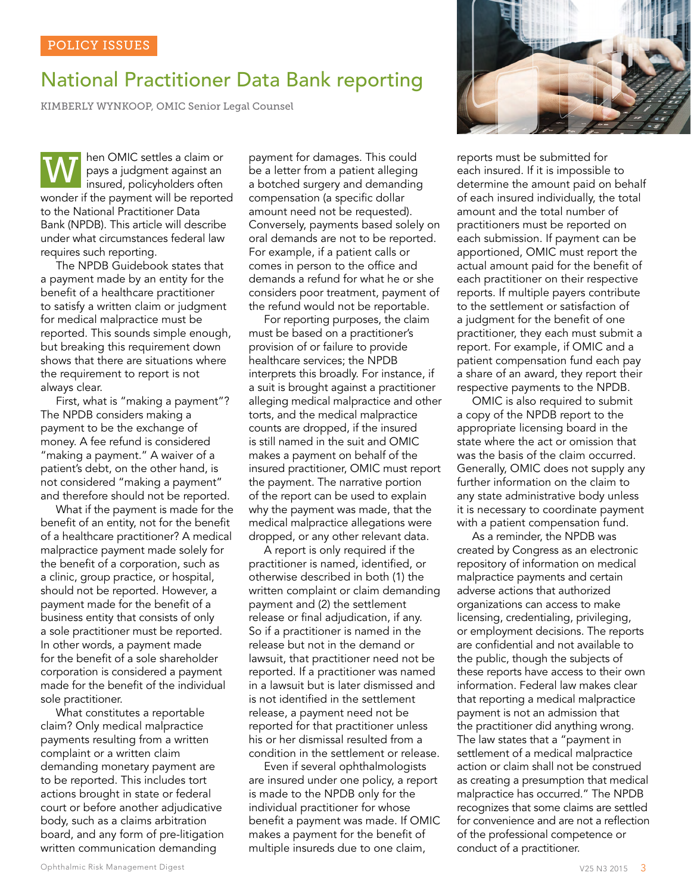POLICY ISSUES

# National Practitioner Data Bank reporting

KIMBERLY WYNKOOP, OMIC Senior Legal Counsel

When OMIC settles a claim or pays a judgment against an insured, policyholders often wonder if the payment will be reported to the National Practitioner Data Bank (NPDB). This article will describe under what circumstances federal law requires such reporting.

The NPDB Guidebook states that a payment made by an entity for the benefit of a healthcare practitioner to satisfy a written claim or judgment for medical malpractice must be reported. This sounds simple enough, but breaking this requirement down shows that there are situations where the requirement to report is not always clear.

First, what is "making a payment"? The NPDB considers making a payment to be the exchange of money. A fee refund is considered "making a payment." A waiver of a patient's debt, on the other hand, is not considered "making a payment" and therefore should not be reported.

What if the payment is made for the benefit of an entity, not for the benefit of a healthcare practitioner? A medical malpractice payment made solely for the benefit of a corporation, such as a clinic, group practice, or hospital, should not be reported. However, a payment made for the benefit of a business entity that consists of only a sole practitioner must be reported. In other words, a payment made for the benefit of a sole shareholder corporation is considered a payment made for the benefit of the individual sole practitioner.

What constitutes a reportable claim? Only medical malpractice payments resulting from a written complaint or a written claim demanding monetary payment are to be reported. This includes tort actions brought in state or federal court or before another adjudicative body, such as a claims arbitration board, and any form of pre-litigation written communication demanding payment for damages. This could be a letter from a patient alleging a botched surgery and demanding compensation (a specific dollar amount need not be requested). Conversely, payments based solely on oral demands are not to be reported. For example, if a patient calls or comes in person to the office and demands a refund for what he or she considers poor treatment, payment of the refund would not be reportable.

For reporting purposes, the claim must be based on a practitioner's provision of or failure to provide healthcare services; the NPDB interprets this broadly. For instance, if a suit is brought against a practitioner alleging medical malpractice and other torts, and the medical malpractice counts are dropped, if the insured is still named in the suit and OMIC makes a payment on behalf of the insured practitioner, OMIC must report the payment. The narrative portion of the report can be used to explain why the payment was made, that the medical malpractice allegations were dropped, or any other relevant data.

A report is only required if the practitioner is named, identified, or otherwise described in both (1) the written complaint or claim demanding payment and (2) the settlement release or final adjudication, if any. So if a practitioner is named in the release but not in the demand or lawsuit, that practitioner need not be reported. If a practitioner was named in a lawsuit but is later dismissed and is not identified in the settlement release, a payment need not be reported for that practitioner unless his or her dismissal resulted from a condition in the settlement or release.

Even if several ophthalmologists are insured under one policy, a report is made to the NPDB only for the individual practitioner for whose benefit a payment was made. If OMIC makes a payment for the benefit of multiple insureds due to one claim, reports must be submitted for each insured. If it is impossible to determine the amount paid on behalf of each insured individually, the total amount and the total number of practitioners must be reported on each submission. If payment can be apportioned, OMIC must report the actual amount paid for the benefit of each practitioner on their respective reports. If multiple payers contribute to the settlement or satisfaction of a judgment for the benefit of one practitioner, they each must submit a report. For example, if OMIC and a patient compensation fund each pay a share of an award, they report their respective payments to the NPDB.

OMIC is also required to submit a copy of the NPDB report to the appropriate licensing board in the state where the act or omission that was the basis of the claim occurred. Generally, OMIC does not supply any further information on the claim to any state administrative body unless it is necessary to coordinate payment with a patient compensation fund.

As a reminder, the NPDB was created by Congress as an electronic repository of information on medical malpractice payments and certain adverse actions that authorized organizations can access to make licensing, credentialing, privileging, or employment decisions. The reports are confidential and not available to the public, though the subjects of these reports have access to their own information. Federal law makes clear that reporting a medical malpractice payment is not an admission that the practitioner did anything wrong. The law states that a "payment in settlement of a medical malpractice action or claim shall not be construed as creating a presumption that medical malpractice has occurred." The NPDB recognizes that some claims are settled for convenience and are not a reflection of the professional competence or conduct of a practitioner.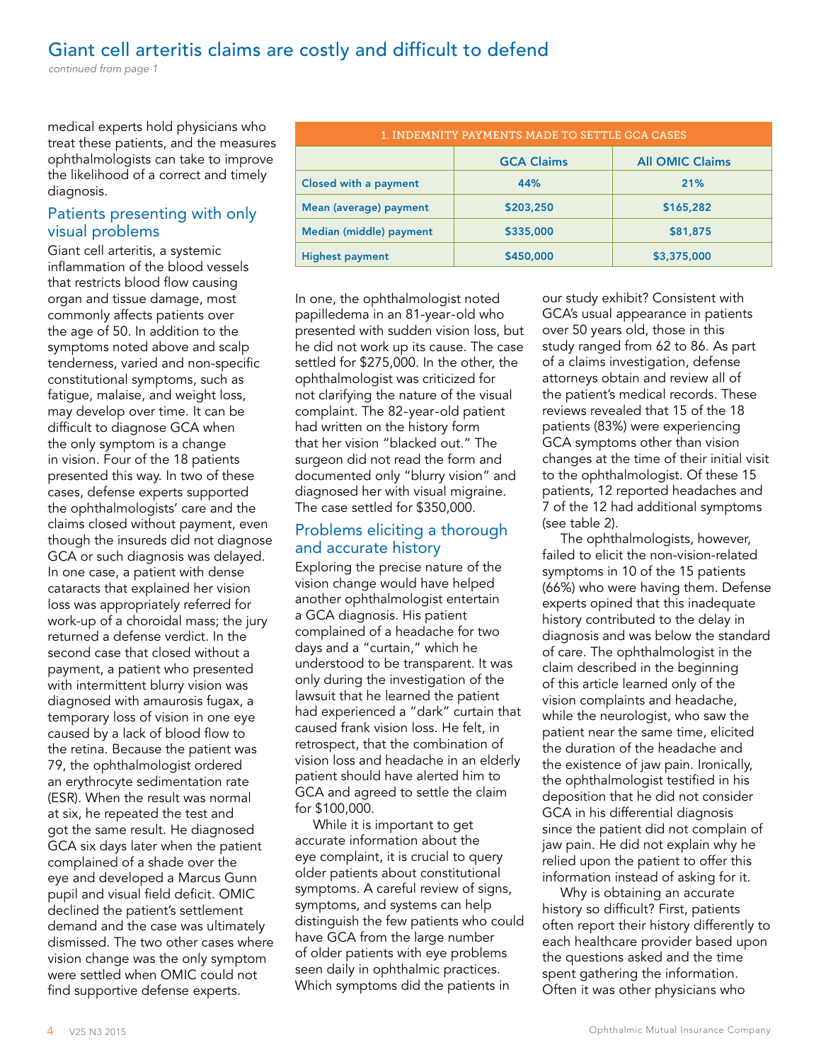## Giant cell arteritis claims are costly and difficult to defend

*continued from page 1*

medical experts hold physicians who treat these patients, and the measures ophthalmologists can take to improve the likelihood of a correct and timely diagnosis.

### Patients presenting with only visual problems

Giant cell arteritis, a systemic inflammation of the blood vessels that restricts blood flow causing organ and tissue damage, most commonly affects patients over the age of 50. In addition to the symptoms noted above and scalp tenderness, varied and non-specific constitutional symptoms, such as fatigue, malaise, and weight loss, may develop over time. It can be difficult to diagnose GCA when the only symptom is a change in vision. Four of the 18 patients presented this way. In two of these cases, defense experts supported the ophthalmologists' care and the claims closed without payment, even though the insureds did not diagnose GCA or such diagnosis was delayed. In one case, a patient with dense cataracts that explained her vision loss was appropriately referred for work-up of a choroidal mass; the jury returned a defense verdict. In the second case that closed without a payment, a patient who presented with intermittent blurry vision was diagnosed with amaurosis fugax, a temporary loss of vision in one eye caused by a lack of blood flow to the retina. Because the patient was 79, the ophthalmologist ordered an erythrocyte sedimentation rate (ESR). When the result was normal at six, he repeated the test and got the same result. He diagnosed GCA six days later when the patient complained of a shade over the eye and developed a Marcus Gunn pupil and visual field deficit. OMIC declined the patient's settlement demand and the case was ultimately dismissed. The two other cases where vision change was the only symptom were settled when OMIC could not find supportive defense experts.

| 1. INDEMNITY PAYMENTS MADE TO SETTLE GCA CASES | | |
|---|---|---|
| | **GCA Claims** | **All OMIC Claims** |
| **Closed with a payment** | 44% | 21% |
| **Mean (average) payment** | $203,250 | $165,282 |
| **Median (middle) payment** | $335,000 | $81,875 |
| **Highest payment** | $450,000 | $3,375,000 |

In one, the ophthalmologist noted papilledema in an 81-year-old who presented with sudden vision loss, but he did not work up its cause. The case settled for $275,000. In the other, the ophthalmologist was criticized for not clarifying the nature of the visual complaint. The 82-year-old patient had written on the history form that her vision "blacked out." The surgeon did not read the form and documented only "blurry vision" and diagnosed her with visual migraine. The case settled for $350,000.

### Problems eliciting a thorough and accurate history

Exploring the precise nature of the vision change would have helped another ophthalmologist entertain a GCA diagnosis. His patient complained of a headache for two days and a "curtain," which he understood to be transparent. It was only during the investigation of the lawsuit that he learned the patient had experienced a "dark" curtain that caused frank vision loss. He felt, in retrospect, that the combination of vision loss and headache in an elderly patient should have alerted him to GCA and agreed to settle the claim for $100,000.

While it is important to get accurate information about the eye complaint, it is crucial to query older patients about constitutional symptoms. A careful review of signs, symptoms, and systems can help distinguish the few patients who could have GCA from the large number of older patients with eye problems seen daily in ophthalmic practices. Which symptoms did the patients in our study exhibit? Consistent with GCA's usual appearance in patients over 50 years old, those in this study ranged from 62 to 86. As part of a claims investigation, defense attorneys obtain and review all of the patient's medical records. These reviews revealed that 15 of the 18 patients (83%) were experiencing GCA symptoms other than vision changes at the time of their initial visit to the ophthalmologist. Of these 15 patients, 12 reported headaches and 7 of the 12 had additional symptoms (see table 2).

The ophthalmologists, however, failed to elicit the non-vision-related symptoms in 10 of the 15 patients (66%) who were having them. Defense experts opined that this inadequate history contributed to the delay in diagnosis and was below the standard of care. The ophthalmologist in the claim described in the beginning of this article learned only of the vision complaints and headache, while the neurologist, who saw the patient near the same time, elicited the duration of the headache and the existence of jaw pain. Ironically, the ophthalmologist testified in his deposition that he did not consider GCA in his differential diagnosis since the patient did not complain of jaw pain. He did not explain why he relied upon the patient to offer this information instead of asking for it.

Why is obtaining an accurate history so difficult? First, patients often report their history differently to each healthcare provider based upon the questions asked and the time spent gathering the information. Often it was other physicians who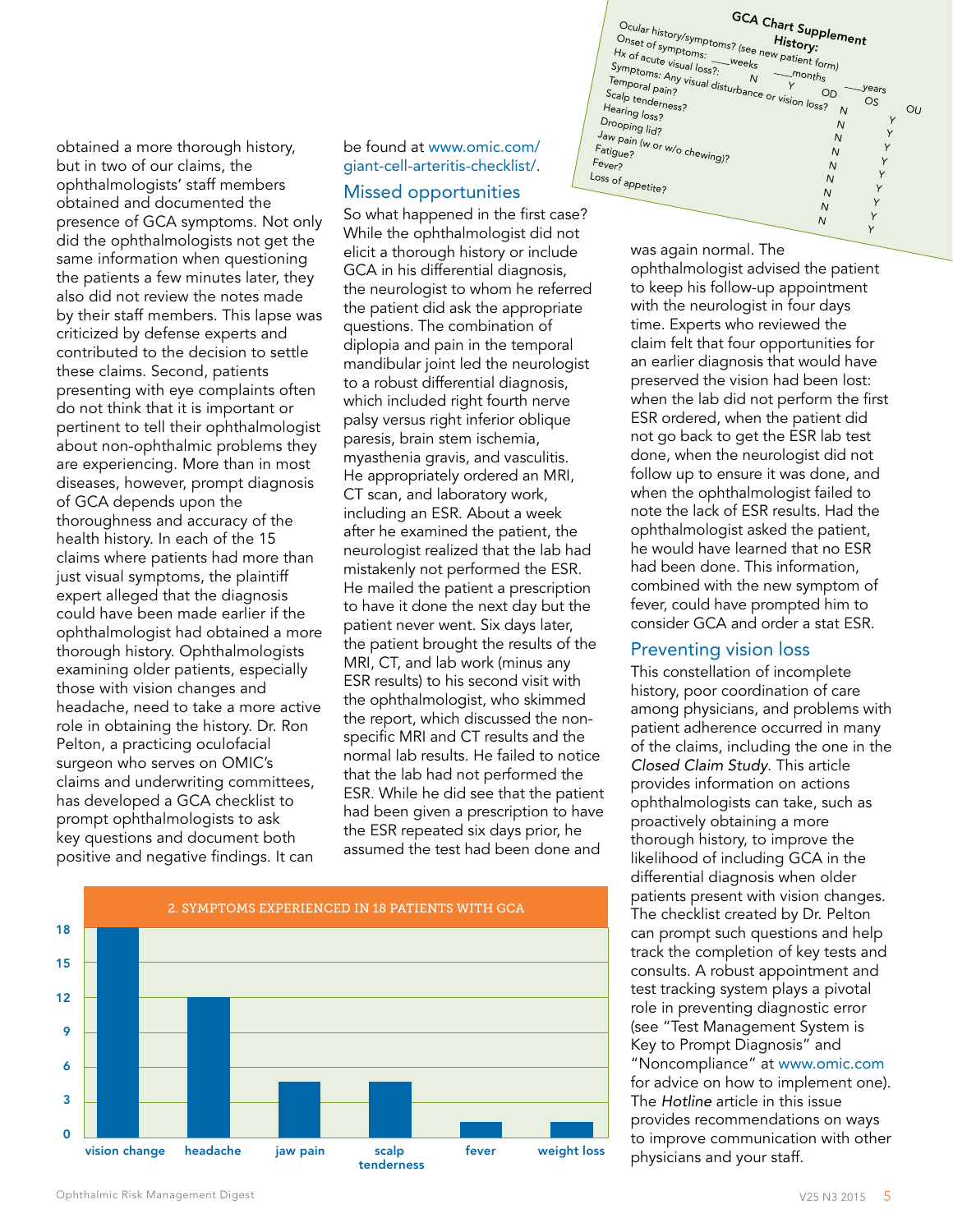obtained a more thorough history, but in two of our claims, the ophthalmologists' staff members obtained and documented the presence of GCA symptoms. Not only did the ophthalmologists not get the same information when questioning the patients a few minutes later, they also did not review the notes made by their staff members. This lapse was criticized by defense experts and contributed to the decision to settle these claims. Second, patients presenting with eye complaints often do not think that it is important or pertinent to tell their ophthalmologist about non-ophthalmic problems they are experiencing. More than in most diseases, however, prompt diagnosis of GCA depends upon the thoroughness and accuracy of the health history. In each of the 15 claims where patients had more than just visual symptoms, the plaintiff expert alleged that the diagnosis could have been made earlier if the ophthalmologist had obtained a more thorough history. Ophthalmologists examining older patients, especially those with vision changes and headache, need to take a more active role in obtaining the history. Dr. Ron Pelton, a practicing oculofacial surgeon who serves on OMIC's claims and underwriting committees, has developed a GCA checklist to prompt ophthalmologists to ask key questions and document both positive and negative findings. It can be found at www.omic.com/giant-cell-arteritis-checklist/.

**GCA Chart Supplement**

**History:**

Ocular history/symptoms? (see new patient form)

Onset of symptoms: ___weeks ___months ___years

Hx of acute visual loss?: N Y OD OS OU

Symptoms: Any visual disturbance or vision loss? N Y

Temporal pain? N Y

Scalp tenderness? N Y

Hearing loss? N Y

Drooping lid? N Y

Jaw pain (w or w/o chewing)? N Y

Fatigue? N Y

Fever? N Y

Loss of appetite? N Y

## Missed opportunities

So what happened in the first case? While the ophthalmologist did not elicit a thorough history or include GCA in his differential diagnosis, the neurologist to whom he referred the patient did ask the appropriate questions. The combination of diplopia and pain in the temporal mandibular joint led the neurologist to a robust differential diagnosis, which included right fourth nerve palsy versus right inferior oblique paresis, brain stem ischemia, myasthenia gravis, and vasculitis. He appropriately ordered an MRI, CT scan, and laboratory work, including an ESR. About a week after he examined the patient, the neurologist realized that the lab had mistakenly not performed the ESR. He mailed the patient a prescription to have it done the next day but the patient never went. Six days later, the patient brought the results of the MRI, CT, and lab work (minus any ESR results) to his second visit with the ophthalmologist, who skimmed the report, which discussed the non-specific MRI and CT results and the normal lab results. He failed to notice that the lab had not performed the ESR. While he did see that the patient had been given a prescription to have the ESR repeated six days prior, he assumed the test had been done and was again normal. The ophthalmologist advised the patient to keep his follow-up appointment with the neurologist in four days time. Experts who reviewed the claim felt that four opportunities for an earlier diagnosis that would have preserved the vision had been lost: when the lab did not perform the first ESR ordered, when the patient did not go back to get the ESR lab test done, when the neurologist did not follow up to ensure it was done, and when the ophthalmologist failed to note the lack of ESR results. Had the ophthalmologist asked the patient, he would have learned that no ESR had been done. This information, combined with the new symptom of fever, could have prompted him to consider GCA and order a stat ESR.

## Preventing vision loss

This constellation of incomplete history, poor coordination of care among physicians, and problems with patient adherence occurred in many of the claims, including the one in the *Closed Claim Study*. This article provides information on actions ophthalmologists can take, such as proactively obtaining a more thorough history, to improve the likelihood of including GCA in the differential diagnosis when older patients present with vision changes. The checklist created by Dr. Pelton can prompt such questions and help track the completion of key tests and consults. A robust appointment and test tracking system plays a pivotal role in preventing diagnostic error (see "Test Management System is Key to Prompt Diagnosis" and "Noncompliance" at www.omic.com for advice on how to implement one). The *Hotline* article in this issue provides recommendations on ways to improve communication with other physicians and your staff.

**2. SYMPTOMS EXPERIENCED IN 18 PATIENTS WITH GCA**

| Symptom | Patients |
|---|---|
| vision change | 18 |
| headache | 12 |
| jaw pain | 5 |
| scalp tenderness | 5 |
| fever | 1 |
| weight loss | 1 |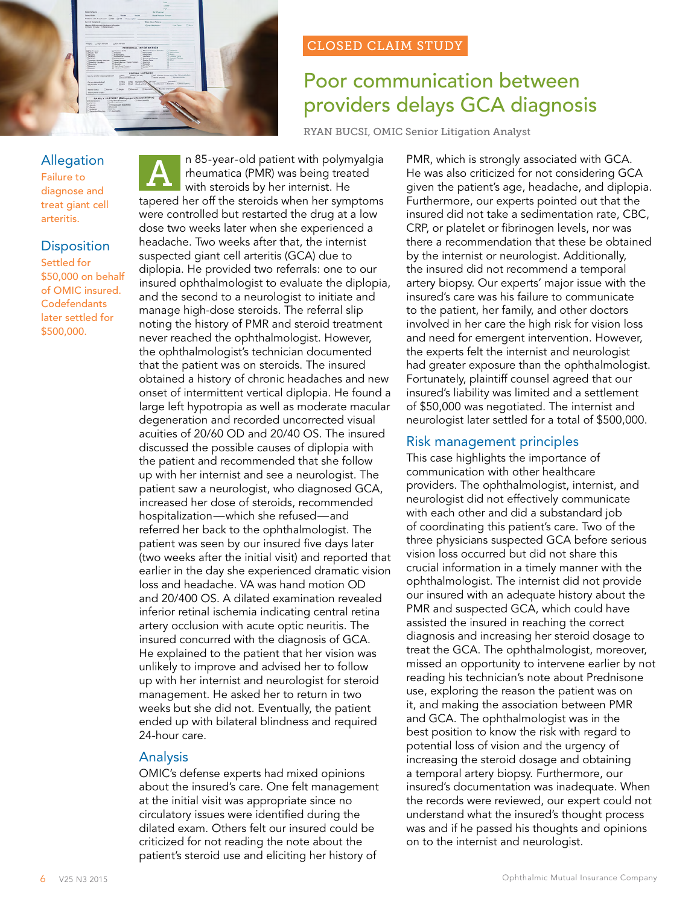CLOSED CLAIM STUDY

# Poor communication between providers delays GCA diagnosis

RYAN BUCSI, OMIC Senior Litigation Analyst

## Allegation

Failure to diagnose and treat giant cell arteritis.

## Disposition

Settled for $50,000 on behalf of OMIC insured. Codefendants later settled for $500,000.

An 85-year-old patient with polymyalgia rheumatica (PMR) was being treated with steroids by her internist. He tapered her off the steroids when her symptoms were controlled but restarted the drug at a low dose two weeks later when she experienced a headache. Two weeks after that, the internist suspected giant cell arteritis (GCA) due to diplopia. He provided two referrals: one to our insured ophthalmologist to evaluate the diplopia, and the second to a neurologist to initiate and manage high-dose steroids. The referral slip noting the history of PMR and steroid treatment never reached the ophthalmologist. However, the ophthalmologist's technician documented that the patient was on steroids. The insured obtained a history of chronic headaches and new onset of intermittent vertical diplopia. He found a large left hypotropia as well as moderate macular degeneration and recorded uncorrected visual acuities of 20/60 OD and 20/40 OS. The insured discussed the possible causes of diplopia with the patient and recommended that she follow up with her internist and see a neurologist. The patient saw a neurologist, who diagnosed GCA, increased her dose of steroids, recommended hospitalization—which she refused—and referred her back to the ophthalmologist. The patient was seen by our insured five days later (two weeks after the initial visit) and reported that earlier in the day she experienced dramatic vision loss and headache. VA was hand motion OD and 20/400 OS. A dilated examination revealed inferior retinal ischemia indicating central retina artery occlusion with acute optic neuritis. The insured concurred with the diagnosis of GCA. He explained to the patient that her vision was unlikely to improve and advised her to follow up with her internist and neurologist for steroid management. He asked her to return in two weeks but she did not. Eventually, the patient ended up with bilateral blindness and required 24-hour care.

## Analysis

OMIC's defense experts had mixed opinions about the insured's care. One felt management at the initial visit was appropriate since no circulatory issues were identified during the dilated exam. Others felt our insured could be criticized for not reading the note about the patient's steroid use and eliciting her history of PMR, which is strongly associated with GCA. He was also criticized for not considering GCA given the patient's age, headache, and diplopia. Furthermore, our experts pointed out that the insured did not take a sedimentation rate, CBC, CRP, or platelet or fibrinogen levels, nor was there a recommendation that these be obtained by the internist or neurologist. Additionally, the insured did not recommend a temporal artery biopsy. Our experts' major issue with the insured's care was his failure to communicate to the patient, her family, and other doctors involved in her care the high risk for vision loss and need for emergent intervention. However, the experts felt the internist and neurologist had greater exposure than the ophthalmologist. Fortunately, plaintiff counsel agreed that our insured's liability was limited and a settlement of $50,000 was negotiated. The internist and neurologist later settled for a total of $500,000.

## Risk management principles

This case highlights the importance of communication with other healthcare providers. The ophthalmologist, internist, and neurologist did not effectively communicate with each other and did a substandard job of coordinating this patient's care. Two of the three physicians suspected GCA before serious vision loss occurred but did not share this crucial information in a timely manner with the ophthalmologist. The internist did not provide our insured with an adequate history about the PMR and suspected GCA, which could have assisted the insured in reaching the correct diagnosis and increasing her steroid dosage to treat the GCA. The ophthalmologist, moreover, missed an opportunity to intervene earlier by not reading his technician's note about Prednisone use, exploring the reason the patient was on it, and making the association between PMR and GCA. The ophthalmologist was in the best position to know the risk with regard to potential loss of vision and the urgency of increasing the steroid dosage and obtaining a temporal artery biopsy. Furthermore, our insured's documentation was inadequate. When the records were reviewed, our expert could not understand what the insured's thought process was and if he passed his thoughts and opinions on to the internist and neurologist.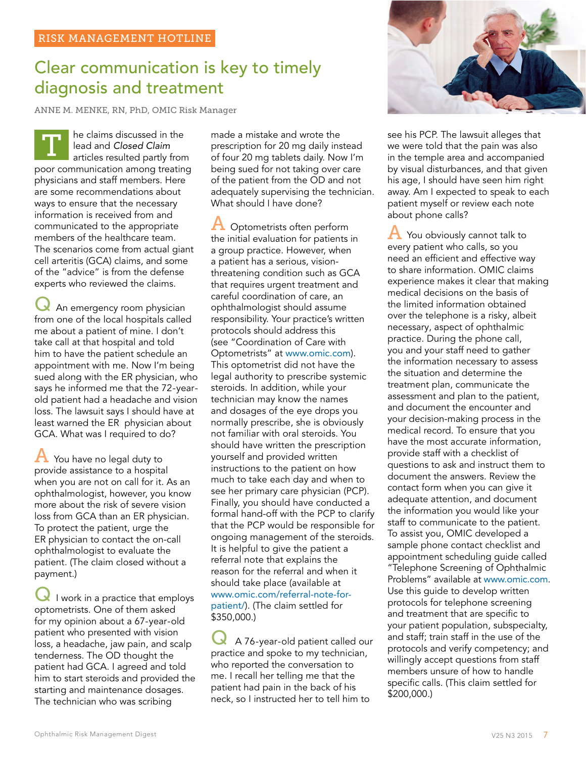RISK MANAGEMENT HOTLINE

# Clear communication is key to timely diagnosis and treatment

ANNE M. MENKE, RN, PhD, OMIC Risk Manager

The claims discussed in the lead and *Closed Claim* articles resulted partly from poor communication among treating physicians and staff members. Here are some recommendations about ways to ensure that the necessary information is received from and communicated to the appropriate members of the healthcare team. The scenarios come from actual giant cell arteritis (GCA) claims, and some of the "advice" is from the defense experts who reviewed the claims.

**Q** An emergency room physician from one of the local hospitals called me about a patient of mine. I don't take call at that hospital and told him to have the patient schedule an appointment with me. Now I'm being sued along with the ER physician, who says he informed me that the 72-year-old patient had a headache and vision loss. The lawsuit says I should have at least warned the ER physician about GCA. What was I required to do?

**A** You have no legal duty to provide assistance to a hospital when you are not on call for it. As an ophthalmologist, however, you know more about the risk of severe vision loss from GCA than an ER physician. To protect the patient, urge the ER physician to contact the on-call ophthalmologist to evaluate the patient. (The claim closed without a payment.)

**Q** I work in a practice that employs optometrists. One of them asked for my opinion about a 67-year-old patient who presented with vision loss, a headache, jaw pain, and scalp tenderness. The OD thought the patient had GCA. I agreed and told him to start steroids and provided the starting and maintenance dosages. The technician who was scribing made a mistake and wrote the prescription for 20 mg daily instead of four 20 mg tablets daily. Now I'm being sued for not taking over care of the patient from the OD and not adequately supervising the technician. What should I have done?

**A** Optometrists often perform the initial evaluation for patients in a group practice. However, when a patient has a serious, vision-threatening condition such as GCA that requires urgent treatment and careful coordination of care, an ophthalmologist should assume responsibility. Your practice's written protocols should address this (see "Coordination of Care with Optometrists" at www.omic.com). This optometrist did not have the legal authority to prescribe systemic steroids. In addition, while your technician may know the names and dosages of the eye drops you normally prescribe, she is obviously not familiar with oral steroids. You should have written the prescription yourself and provided written instructions to the patient on how much to take each day and when to see her primary care physician (PCP). Finally, you should have conducted a formal hand-off with the PCP to clarify that the PCP would be responsible for ongoing management of the steroids. It is helpful to give the patient a referral note that explains the reason for the referral and when it should take place (available at www.omic.com/referral-note-for-patient/). (The claim settled for $350,000.)

**Q** A 76-year-old patient called our practice and spoke to my technician, who reported the conversation to me. I recall her telling me that the patient had pain in the back of his neck, so I instructed her to tell him to see his PCP. The lawsuit alleges that we were told that the pain was also in the temple area and accompanied by visual disturbances, and that given his age, I should have seen him right away. Am I expected to speak to each patient myself or review each note about phone calls?

**A** You obviously cannot talk to every patient who calls, so you need an efficient and effective way to share information. OMIC claims experience makes it clear that making medical decisions on the basis of the limited information obtained over the telephone is a risky, albeit necessary, aspect of ophthalmic practice. During the phone call, you and your staff need to gather the information necessary to assess the situation and determine the treatment plan, communicate the assessment and plan to the patient, and document the encounter and your decision-making process in the medical record. To ensure that you have the most accurate information, provide staff with a checklist of questions to ask and instruct them to document the answers. Review the contact form when you can give it adequate attention, and document the information you would like your staff to communicate to the patient. To assist you, OMIC developed a sample phone contact checklist and appointment scheduling guide called "Telephone Screening of Ophthalmic Problems" available at www.omic.com. Use this guide to develop written protocols for telephone screening and treatment that are specific to your patient population, subspecialty, and staff; train staff in the use of the protocols and verify competency; and willingly accept questions from staff members unsure of how to handle specific calls. (This claim settled for $200,000.)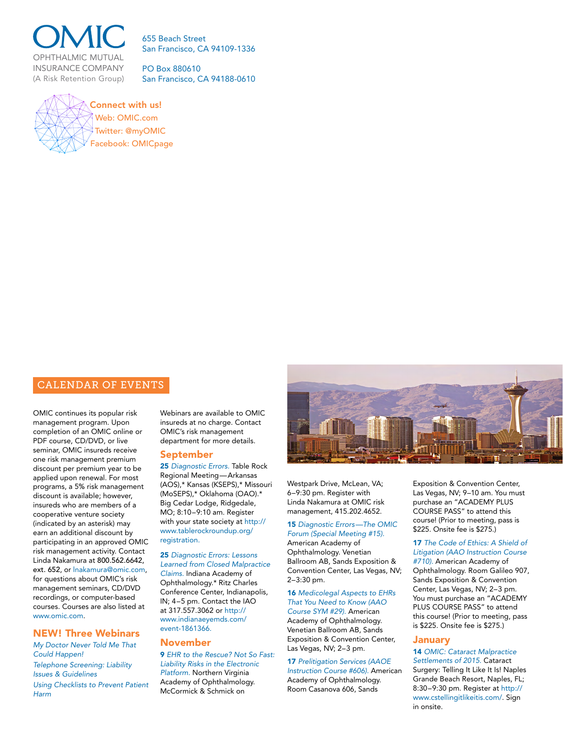# OMIC

OPHTHALMIC MUTUAL INSURANCE COMPANY (A Risk Retention Group)

655 Beach Street
San Francisco, CA 94109-1336

PO Box 880610
San Francisco, CA 94188-0610

**Connect with us!**
Web: OMIC.com
Twitter: @myOMIC
Facebook: OMICpage

## CALENDAR OF EVENTS

OMIC continues its popular risk management program. Upon completion of an OMIC online or PDF course, CD/DVD, or live seminar, OMIC insureds receive one risk management premium discount per premium year to be applied upon renewal. For most programs, a 5% risk management discount is available; however, insureds who are members of a cooperative venture society (indicated by an asterisk) may earn an additional discount by participating in an approved OMIC risk management activity. Contact Linda Nakamura at 800.562.6642, ext. 652, or lnakamura@omic.com, for questions about OMIC's risk management seminars, CD/DVD recordings, or computer-based courses. Courses are also listed at www.omic.com.

### NEW! Three Webinars

*My Doctor Never Told Me That Could Happen!*
*Telephone Screening: Liability Issues & Guidelines*
*Using Checklists to Prevent Patient Harm*

Webinars are available to OMIC insureds at no charge. Contact OMIC's risk management department for more details.

### September

**25** *Diagnostic Errors.* Table Rock Regional Meeting—Arkansas (AOS),* Kansas (KSEPS),* Missouri (MoSEPS),* Oklahoma (OAO).* Big Cedar Lodge, Ridgedale, MO; 8:10–9:10 am. Register with your state society at http://www.tablerockroundup.org/registration.

**25** *Diagnostic Errors: Lessons Learned from Closed Malpractice Claims.* Indiana Academy of Ophthalmology.* Ritz Charles Conference Center, Indianapolis, IN; 4–5 pm. Contact the IAO at 317.557.3062 or http://www.indianaeyemds.com/event-1861366.

### November

**9** *EHR to the Rescue? Not So Fast: Liability Risks in the Electronic Platform.* Northern Virginia Academy of Ophthalmology. McCormick & Schmick on Westpark Drive, McLean, VA; 6–9:30 pm. Register with Linda Nakamura at OMIC risk management, 415.202.4652.

**15** *Diagnostic Errors—The OMIC Forum (Special Meeting #15).* American Academy of Ophthalmology. Venetian Ballroom AB, Sands Exposition & Convention Center, Las Vegas, NV; 2–3:30 pm.

**16** *Medicolegal Aspects to EHRs That You Need to Know (AAO Course SYM #29).* American Academy of Ophthalmology. Venetian Ballroom AB, Sands Exposition & Convention Center, Las Vegas, NV; 2–3 pm.

**17** *Prelitigation Services (AAOE Instruction Course #606).* American Academy of Ophthalmology. Room Casanova 606, Sands Exposition & Convention Center, Las Vegas, NV; 9–10 am. You must purchase an "ACADEMY PLUS COURSE PASS" to attend this course! (Prior to meeting, pass is $225. Onsite fee is $275.)

**17** *The Code of Ethics: A Shield of Litigation (AAO Instruction Course #710).* American Academy of Ophthalmology. Room Galileo 907, Sands Exposition & Convention Center, Las Vegas, NV; 2–3 pm. You must purchase an "ACADEMY PLUS COURSE PASS" to attend this course! (Prior to meeting, pass is $225. Onsite fee is $275.)

### January

**14** *OMIC: Cataract Malpractice Settlements of 2015.* Cataract Surgery: Telling It Like It Is! Naples Grande Beach Resort, Naples, FL; 8:30–9:30 pm. Register at http://www.cstellingitlikeitis.com/. Sign in onsite.